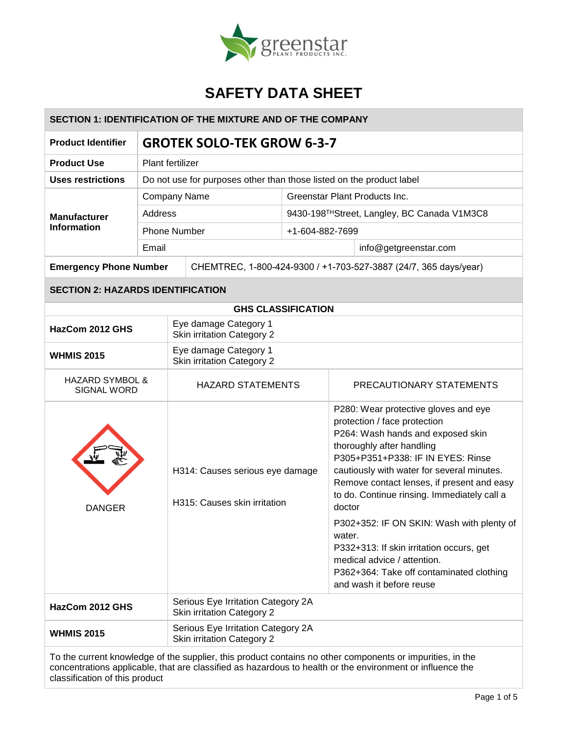# SAFETY DATA SHEET

## SECTION 1: IDENTIFICATION OF THE MIXTURE AND OF THE COMPANY

| | | |
|---|---|---|
| **Product Identifier** | **GROTEK SOLO-TEK GROW 6-3-7** | |
| **Product Use** | Plant fertilizer | |
| **Uses restrictions** | Do not use for purposes other than those listed on the product label | |
| **Manufacturer Information** | Company Name | Greenstar Plant Products Inc. |
| | Address | 9430-198TH Street, Langley, BC Canada V1M3C8 |
| | Phone Number | +1-604-882-7699 |
| | Email | info@getgreenstar.com |
| **Emergency Phone Number** | CHEMTREC, 1-800-424-9300 / +1-703-527-3887 (24/7, 365 days/year) | |

## SECTION 2: HAZARDS IDENTIFICATION

**GHS CLASSIFICATION**

| | |
|---|---|
| **HazCom 2012 GHS** | Eye damage Category 1<br>Skin irritation Category 2 |
| **WHMIS 2015** | Eye damage Category 1<br>Skin irritation Category 2 |

| HAZARD SYMBOL & SIGNAL WORD | HAZARD STATEMENTS | PRECAUTIONARY STATEMENTS |
|---|---|---|
| DANGER | H314: Causes serious eye damage<br>H315: Causes skin irritation | P280: Wear protective gloves and eye protection / face protection<br>P264: Wash hands and exposed skin thoroughly after handling<br>P305+P351+P338: IF IN EYES: Rinse cautiously with water for several minutes. Remove contact lenses, if present and easy to do. Continue rinsing. Immediately call a doctor<br>P302+352: IF ON SKIN: Wash with plenty of water.<br>P332+313: If skin irritation occurs, get medical advice / attention.<br>P362+364: Take off contaminated clothing and wash it before reuse |

| | |
|---|---|
| **HazCom 2012 GHS** | Serious Eye Irritation Category 2A<br>Skin irritation Category 2 |
| **WHMIS 2015** | Serious Eye Irritation Category 2A<br>Skin irritation Category 2 |

To the current knowledge of the supplier, this product contains no other components or impurities, in the concentrations applicable, that are classified as hazardous to health or the environment or influence the classification of this product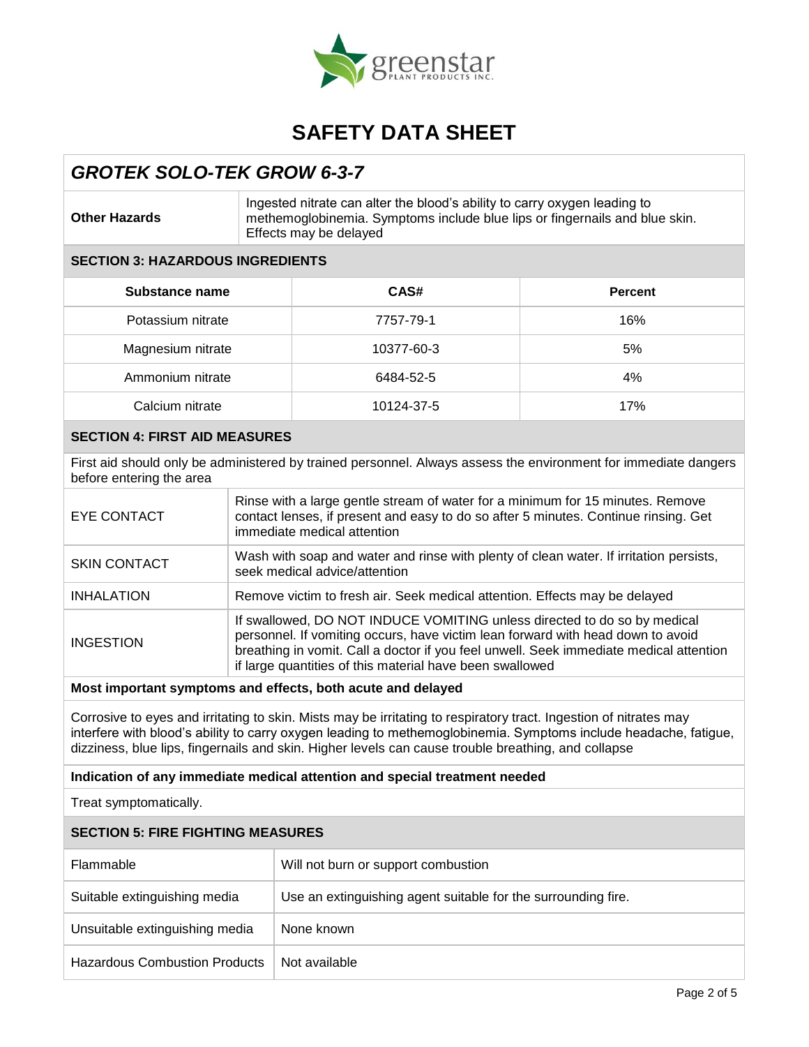# SAFETY DATA SHEET

## *GROTEK SOLO-TEK GROW 6-3-7*

| **Other Hazards** | Ingested nitrate can alter the blood's ability to carry oxygen leading to methemoglobinemia. Symptoms include blue lips or fingernails and blue skin. Effects may be delayed |
|---|---|

### SECTION 3: HAZARDOUS INGREDIENTS

| Substance name | CAS# | Percent |
|---|---|---|
| Potassium nitrate | 7757-79-1 | 16% |
| Magnesium nitrate | 10377-60-3 | 5% |
| Ammonium nitrate | 6484-52-5 | 4% |
| Calcium nitrate | 10124-37-5 | 17% |

### SECTION 4: FIRST AID MEASURES

First aid should only be administered by trained personnel. Always assess the environment for immediate dangers before entering the area

| | |
|---|---|
| EYE CONTACT | Rinse with a large gentle stream of water for a minimum for 15 minutes. Remove contact lenses, if present and easy to do so after 5 minutes. Continue rinsing. Get immediate medical attention |
| SKIN CONTACT | Wash with soap and water and rinse with plenty of clean water. If irritation persists, seek medical advice/attention |
| INHALATION | Remove victim to fresh air. Seek medical attention. Effects may be delayed |
| INGESTION | If swallowed, DO NOT INDUCE VOMITING unless directed to do so by medical personnel. If vomiting occurs, have victim lean forward with head down to avoid breathing in vomit. Call a doctor if you feel unwell. Seek immediate medical attention if large quantities of this material have been swallowed |

**Most important symptoms and effects, both acute and delayed**

Corrosive to eyes and irritating to skin. Mists may be irritating to respiratory tract. Ingestion of nitrates may interfere with blood's ability to carry oxygen leading to methemoglobinemia. Symptoms include headache, fatigue, dizziness, blue lips, fingernails and skin. Higher levels can cause trouble breathing, and collapse

**Indication of any immediate medical attention and special treatment needed**

Treat symptomatically.

### SECTION 5: FIRE FIGHTING MEASURES

| | |
|---|---|
| Flammable | Will not burn or support combustion |
| Suitable extinguishing media | Use an extinguishing agent suitable for the surrounding fire. |
| Unsuitable extinguishing media | None known |
| Hazardous Combustion Products | Not available |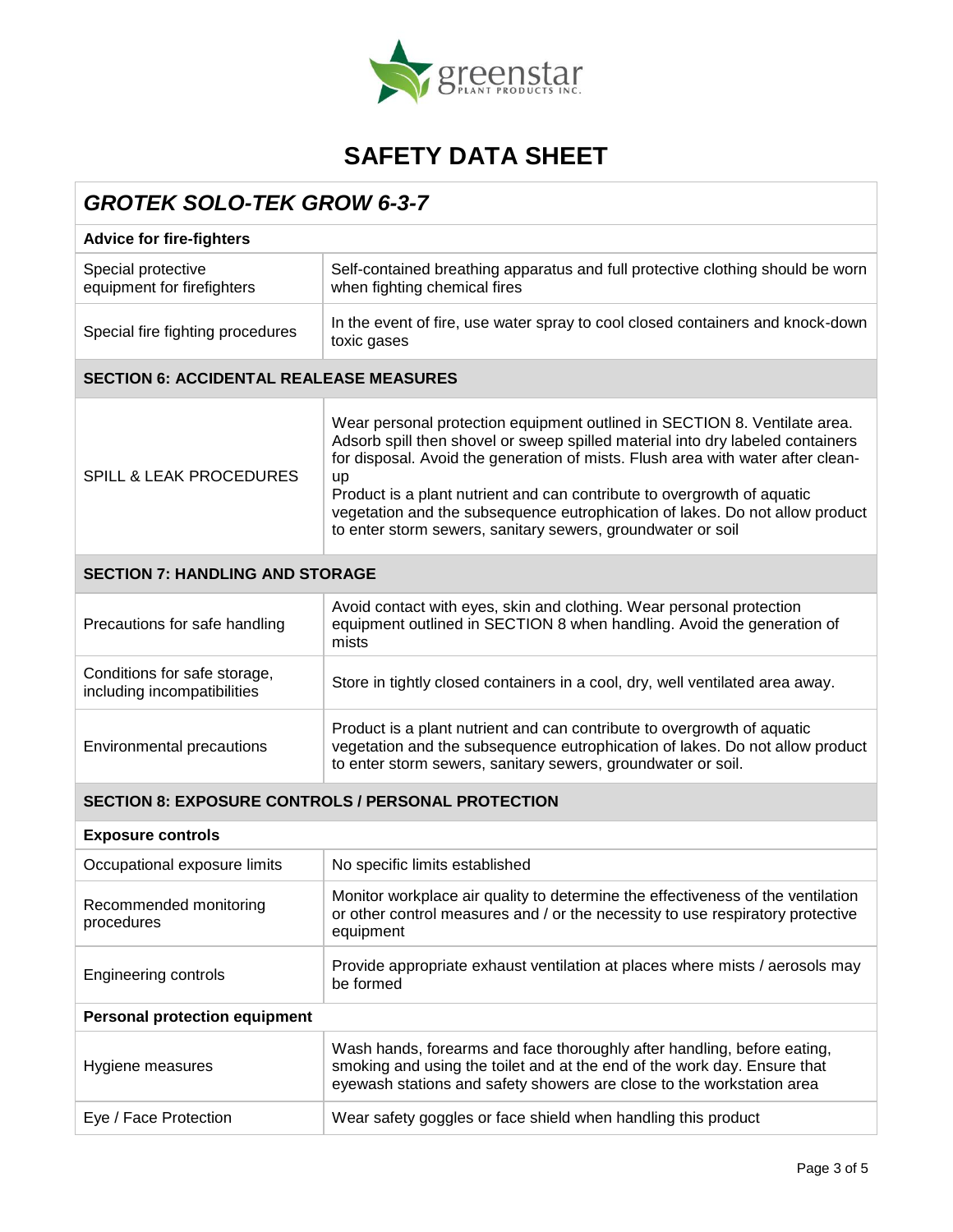# SAFETY DATA SHEET

## *GROTEK SOLO-TEK GROW 6-3-7*

| **Advice for fire-fighters** | |
|---|---|
| Special protective equipment for firefighters | Self-contained breathing apparatus and full protective clothing should be worn when fighting chemical fires |
| Special fire fighting procedures | In the event of fire, use water spray to cool closed containers and knock-down toxic gases |

### SECTION 6: ACCIDENTAL REALEASE MEASURES

| | |
|---|---|
| SPILL & LEAK PROCEDURES | Wear personal protection equipment outlined in SECTION 8. Ventilate area. Adsorb spill then shovel or sweep spilled material into dry labeled containers for disposal. Avoid the generation of mists. Flush area with water after clean-up<br>Product is a plant nutrient and can contribute to overgrowth of aquatic vegetation and the subsequence eutrophication of lakes. Do not allow product to enter storm sewers, sanitary sewers, groundwater or soil |

### SECTION 7: HANDLING AND STORAGE

| | |
|---|---|
| Precautions for safe handling | Avoid contact with eyes, skin and clothing. Wear personal protection equipment outlined in SECTION 8 when handling. Avoid the generation of mists |
| Conditions for safe storage, including incompatibilities | Store in tightly closed containers in a cool, dry, well ventilated area away. |
| Environmental precautions | Product is a plant nutrient and can contribute to overgrowth of aquatic vegetation and the subsequence eutrophication of lakes. Do not allow product to enter storm sewers, sanitary sewers, groundwater or soil. |

### SECTION 8: EXPOSURE CONTROLS / PERSONAL PROTECTION

| **Exposure controls** | |
|---|---|
| Occupational exposure limits | No specific limits established |
| Recommended monitoring procedures | Monitor workplace air quality to determine the effectiveness of the ventilation or other control measures and / or the necessity to use respiratory protective equipment |
| Engineering controls | Provide appropriate exhaust ventilation at places where mists / aerosols may be formed |
| **Personal protection equipment** | |
| Hygiene measures | Wash hands, forearms and face thoroughly after handling, before eating, smoking and using the toilet and at the end of the work day. Ensure that eyewash stations and safety showers are close to the workstation area |
| Eye / Face Protection | Wear safety goggles or face shield when handling this product |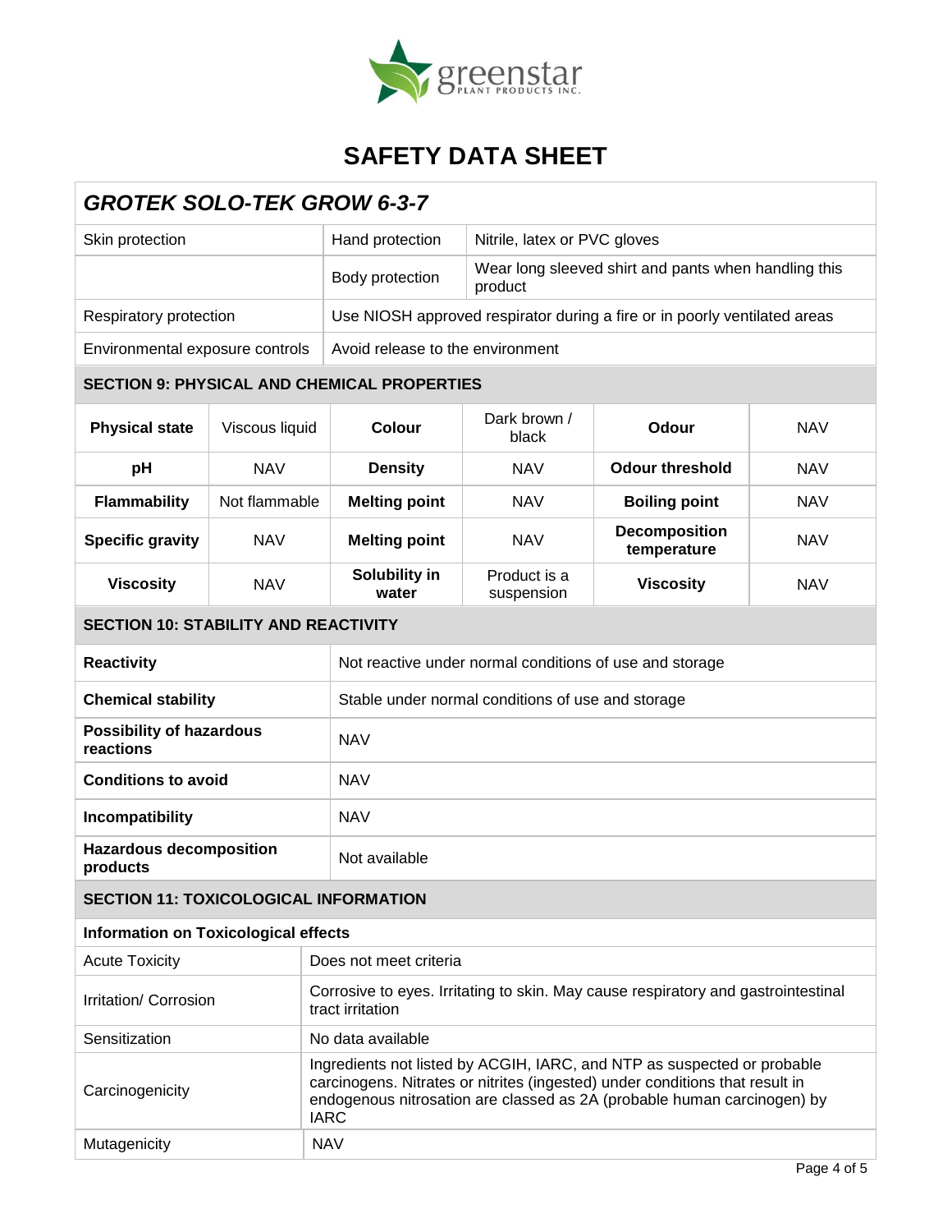# SAFETY DATA SHEET

## GROTEK SOLO-TEK GROW 6-3-7

| | | |
|---|---|---|
| Skin protection | Hand protection | Nitrile, latex or PVC gloves |
| | Body protection | Wear long sleeved shirt and pants when handling this product |
| Respiratory protection | Use NIOSH approved respirator during a fire or in poorly ventilated areas | |
| Environmental exposure controls | Avoid release to the environment | |

## SECTION 9: PHYSICAL AND CHEMICAL PROPERTIES

| | | | | | |
|---|---|---|---|---|---|
| **Physical state** | Viscous liquid | **Colour** | Dark brown / black | **Odour** | NAV |
| **pH** | NAV | **Density** | NAV | **Odour threshold** | NAV |
| **Flammability** | Not flammable | **Melting point** | NAV | **Boiling point** | NAV |
| **Specific gravity** | NAV | **Melting point** | NAV | **Decomposition temperature** | NAV |
| **Viscosity** | NAV | **Solubility in water** | Product is a suspension | **Viscosity** | NAV |

## SECTION 10: STABILITY AND REACTIVITY

| | |
|---|---|
| **Reactivity** | Not reactive under normal conditions of use and storage |
| **Chemical stability** | Stable under normal conditions of use and storage |
| **Possibility of hazardous reactions** | NAV |
| **Conditions to avoid** | NAV |
| **Incompatibility** | NAV |
| **Hazardous decomposition products** | Not available |

## SECTION 11: TOXICOLOGICAL INFORMATION

**Information on Toxicological effects**

| | |
|---|---|
| Acute Toxicity | Does not meet criteria |
| Irritation/ Corrosion | Corrosive to eyes. Irritating to skin. May cause respiratory and gastrointestinal tract irritation |
| Sensitization | No data available |
| Carcinogenicity | Ingredients not listed by ACGIH, IARC, and NTP as suspected or probable carcinogens. Nitrates or nitrites (ingested) under conditions that result in endogenous nitrosation are classed as 2A (probable human carcinogen) by IARC |
| Mutagenicity | NAV |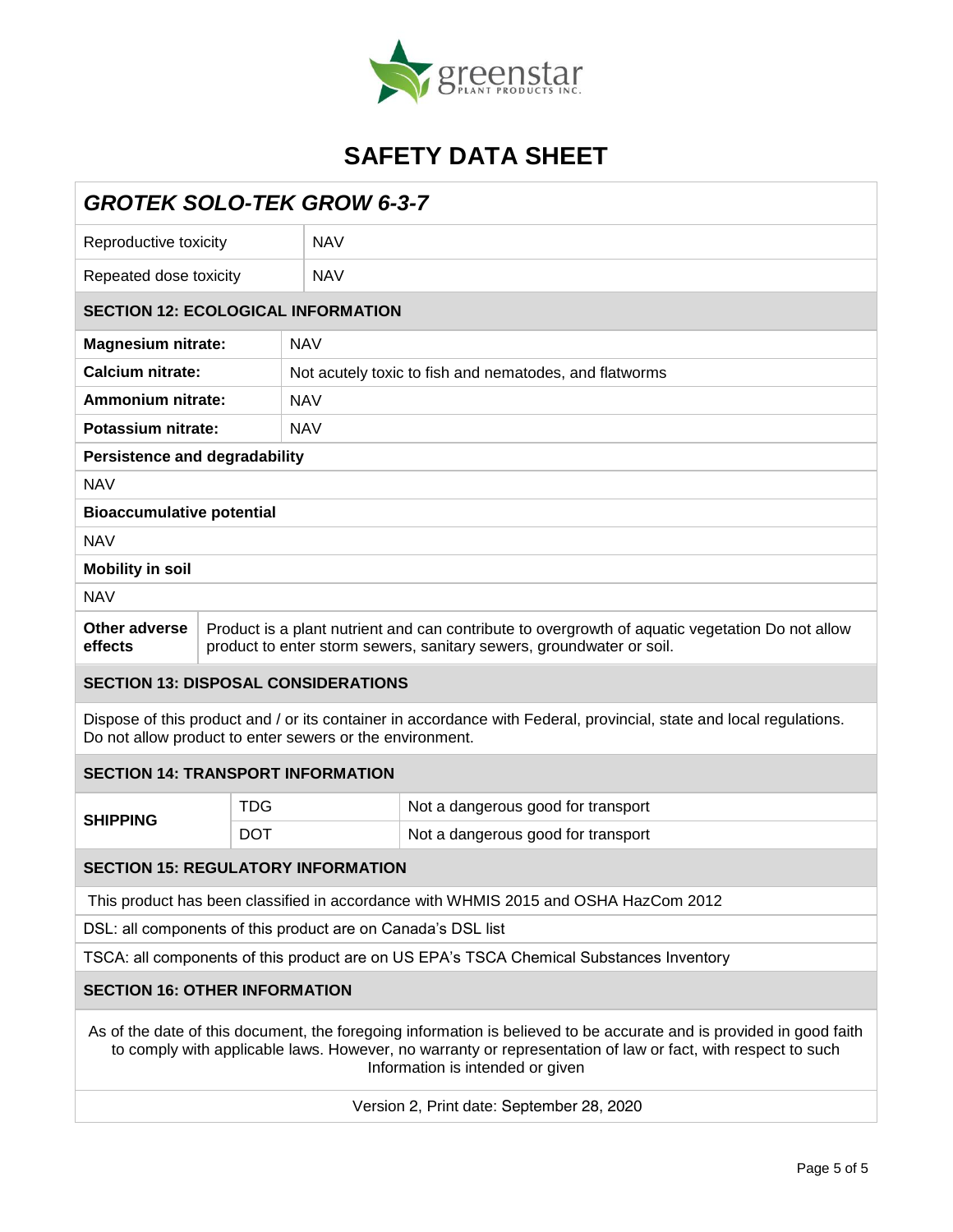# SAFETY DATA SHEET

## *GROTEK SOLO-TEK GROW 6-3-7*

| | |
|---|---|
| Reproductive toxicity | NAV |
| Repeated dose toxicity | NAV |

### SECTION 12: ECOLOGICAL INFORMATION

| | |
|---|---|
| **Magnesium nitrate:** | NAV |
| **Calcium nitrate:** | Not acutely toxic to fish and nematodes, and flatworms |
| **Ammonium nitrate:** | NAV |
| **Potassium nitrate:** | NAV |

**Persistence and degradability**

NAV

**Bioaccumulative potential**

NAV

**Mobility in soil**

NAV

| | |
|---|---|
| **Other adverse effects** | Product is a plant nutrient and can contribute to overgrowth of aquatic vegetation Do not allow product to enter storm sewers, sanitary sewers, groundwater or soil. |

### SECTION 13: DISPOSAL CONSIDERATIONS

Dispose of this product and / or its container in accordance with Federal, provincial, state and local regulations. Do not allow product to enter sewers or the environment.

### SECTION 14: TRANSPORT INFORMATION

| | | |
|---|---|---|
| **SHIPPING** | TDG | Not a dangerous good for transport |
| | DOT | Not a dangerous good for transport |

### SECTION 15: REGULATORY INFORMATION

This product has been classified in accordance with WHMIS 2015 and OSHA HazCom 2012

DSL: all components of this product are on Canada's DSL list

TSCA: all components of this product are on US EPA's TSCA Chemical Substances Inventory

### SECTION 16: OTHER INFORMATION

As of the date of this document, the foregoing information is believed to be accurate and is provided in good faith to comply with applicable laws. However, no warranty or representation of law or fact, with respect to such Information is intended or given

Version 2, Print date: September 28, 2020